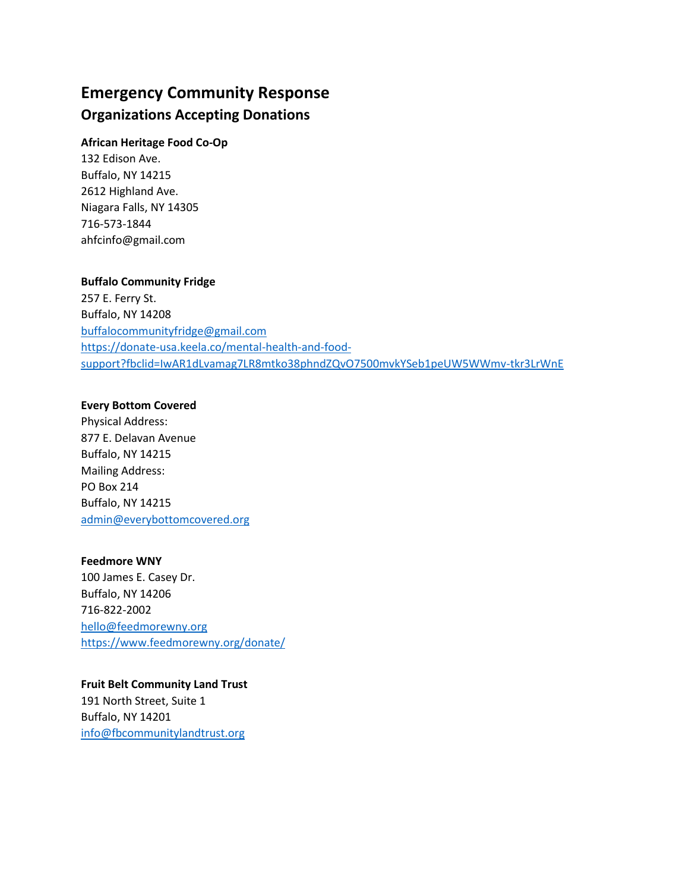# Emergency Community Response

## Organizations Accepting Donations

**African Heritage Food Co-Op**
132 Edison Ave.
Buffalo, NY 14215
2612 Highland Ave.
Niagara Falls, NY 14305
716-573-1844
ahfcinfo@gmail.com

**Buffalo Community Fridge**
257 E. Ferry St.
Buffalo, NY 14208
buffalocommunityfridge@gmail.com
https://donate-usa.keela.co/mental-health-and-food-support?fbclid=IwAR1dLvamag7LR8mtko38phndZQvO7500mvkYSeb1peUW5WWmv-tkr3LrWnE

**Every Bottom Covered**
Physical Address:
877 E. Delavan Avenue
Buffalo, NY 14215
Mailing Address:
PO Box 214
Buffalo, NY 14215
admin@everybottomcovered.org

**Feedmore WNY**
100 James E. Casey Dr.
Buffalo, NY 14206
716-822-2002
hello@feedmorewny.org
https://www.feedmorewny.org/donate/

**Fruit Belt Community Land Trust**
191 North Street, Suite 1
Buffalo, NY 14201
info@fbcommunitylandtrust.org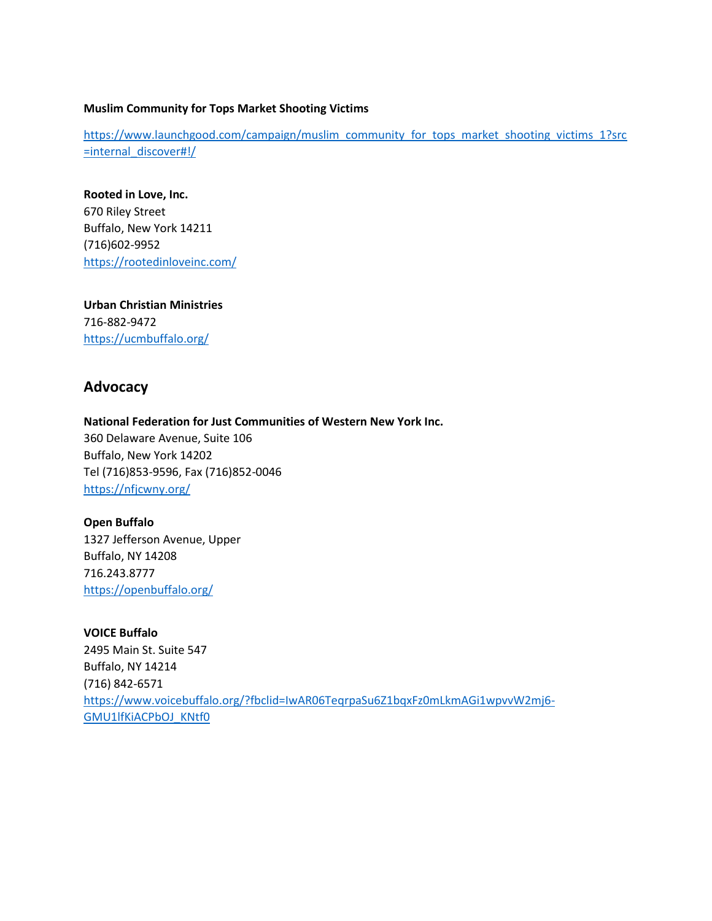**Muslim Community for Tops Market Shooting Victims**

https://www.launchgood.com/campaign/muslim_community_for_tops_market_shooting_victims_1?src=internal_discover#!/

**Rooted in Love, Inc.**
670 Riley Street
Buffalo, New York 14211
(716)602-9952
https://rootedinloveinc.com/

**Urban Christian Ministries**
716-882-9472
https://ucmbuffalo.org/

## Advocacy

**National Federation for Just Communities of Western New York Inc.**
360 Delaware Avenue, Suite 106
Buffalo, New York 14202
Tel (716)853-9596, Fax (716)852-0046
https://nfjcwny.org/

**Open Buffalo**
1327 Jefferson Avenue, Upper
Buffalo, NY 14208
716.243.8777
https://openbuffalo.org/

**VOICE Buffalo**
2495 Main St. Suite 547
Buffalo, NY 14214
(716) 842-6571
https://www.voicebuffalo.org/?fbclid=IwAR06TeqrpaSu6Z1bqxFz0mLkmAGi1wpvvW2mj6-GMU1lfKiACPbOJ_KNtf0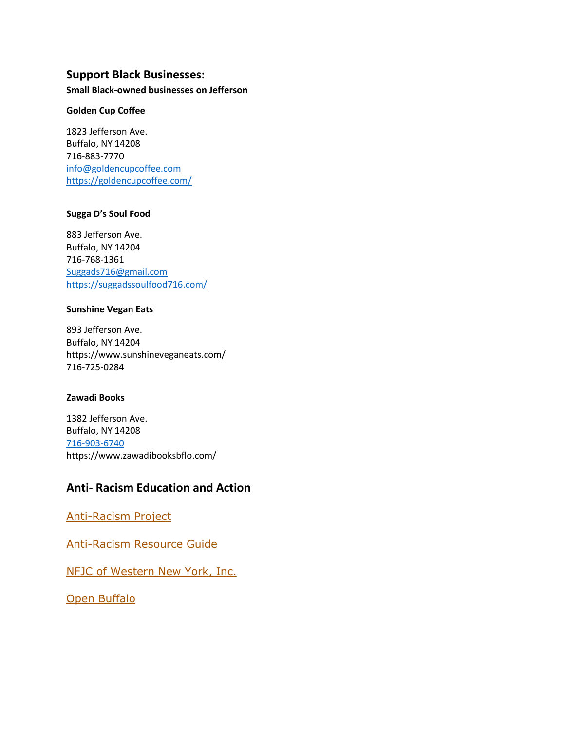## Support Black Businesses:

**Small Black-owned businesses on Jefferson**

**Golden Cup Coffee**

1823 Jefferson Ave.
Buffalo, NY 14208
716-883-7770
info@goldencupcoffee.com
https://goldencupcoffee.com/

**Sugga D's Soul Food**

883 Jefferson Ave.
Buffalo, NY 14204
716-768-1361
Suggads716@gmail.com
https://suggadssoulfood716.com/

**Sunshine Vegan Eats**

893 Jefferson Ave.
Buffalo, NY 14204
https://www.sunshineveganeats.com/
716-725-0284

**Zawadi Books**

1382 Jefferson Ave.
Buffalo, NY 14208
716-903-6740
https://www.zawadibooksbflo.com/

## Anti- Racism Education and Action

Anti-Racism Project

Anti-Racism Resource Guide

NFJC of Western New York, Inc.

Open Buffalo